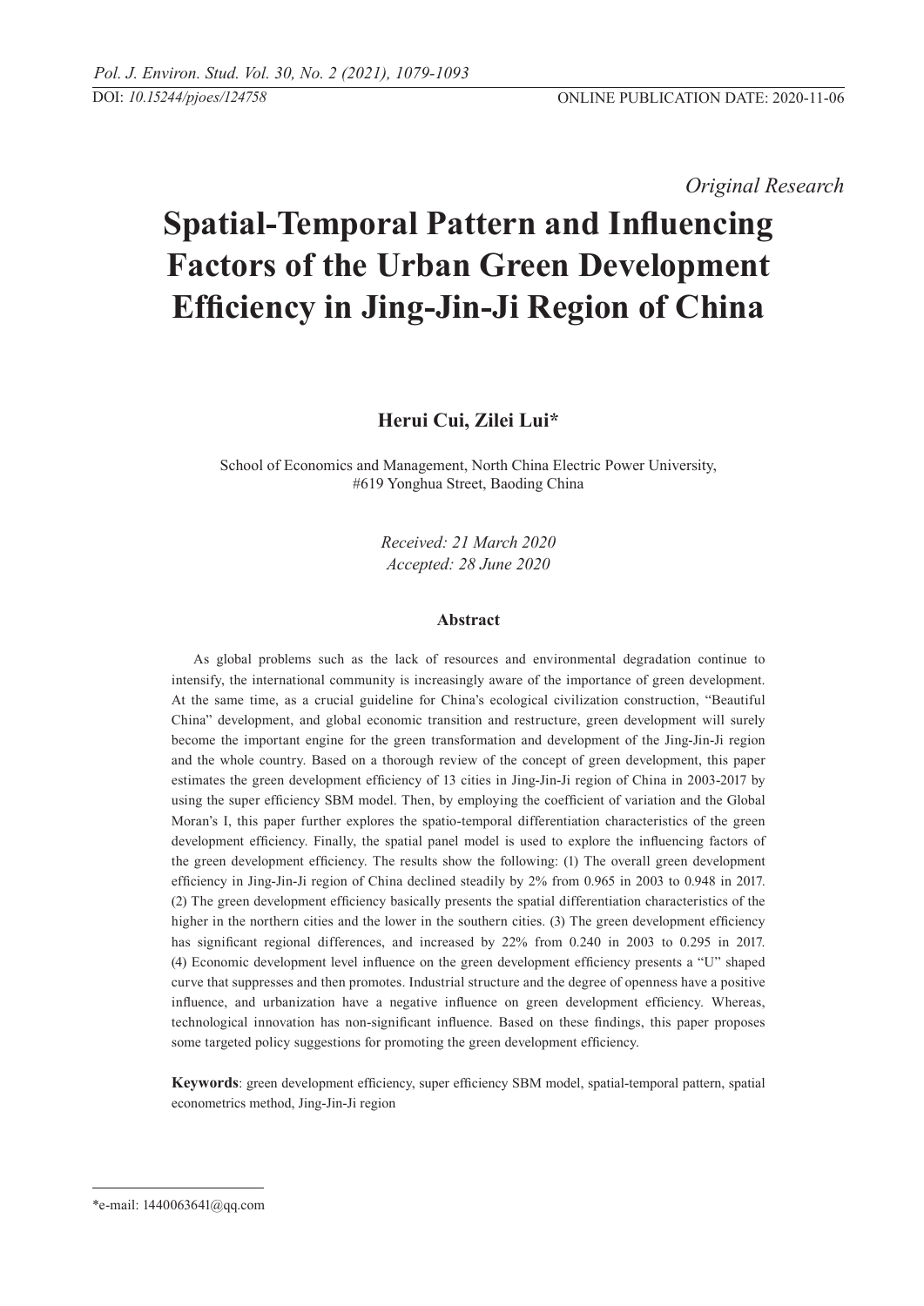*Original Research*

# Spatial-Temporal Pattern and Influencing Factors of the Urban Green Development Efficiency in Jing-Jin-Ji Region of China

**Herui Cui, Zilei Lui***

School of Economics and Management, North China Electric Power University, #619 Yonghua Street, Baoding China

*Received: 21 March 2020*
*Accepted: 28 June 2020*

## Abstract

As global problems such as the lack of resources and environmental degradation continue to intensify, the international community is increasingly aware of the importance of green development. At the same time, as a crucial guideline for China's ecological civilization construction, "Beautiful China" development, and global economic transition and restructure, green development will surely become the important engine for the green transformation and development of the Jing-Jin-Ji region and the whole country. Based on a thorough review of the concept of green development, this paper estimates the green development efficiency of 13 cities in Jing-Jin-Ji region of China in 2003-2017 by using the super efficiency SBM model. Then, by employing the coefficient of variation and the Global Moran's I, this paper further explores the spatio-temporal differentiation characteristics of the green development efficiency. Finally, the spatial panel model is used to explore the influencing factors of the green development efficiency. The results show the following: (1) The overall green development efficiency in Jing-Jin-Ji region of China declined steadily by 2% from 0.965 in 2003 to 0.948 in 2017. (2) The green development efficiency basically presents the spatial differentiation characteristics of the higher in the northern cities and the lower in the southern cities. (3) The green development efficiency has significant regional differences, and increased by 22% from 0.240 in 2003 to 0.295 in 2017. (4) Economic development level influence on the green development efficiency presents a "U" shaped curve that suppresses and then promotes. Industrial structure and the degree of openness have a positive influence, and urbanization have a negative influence on green development efficiency. Whereas, technological innovation has non-significant influence. Based on these findings, this paper proposes some targeted policy suggestions for promoting the green development efficiency.

**Keywords**: green development efficiency, super efficiency SBM model, spatial-temporal pattern, spatial econometrics method, Jing-Jin-Ji region

---

*e-mail: 1440063641@qq.com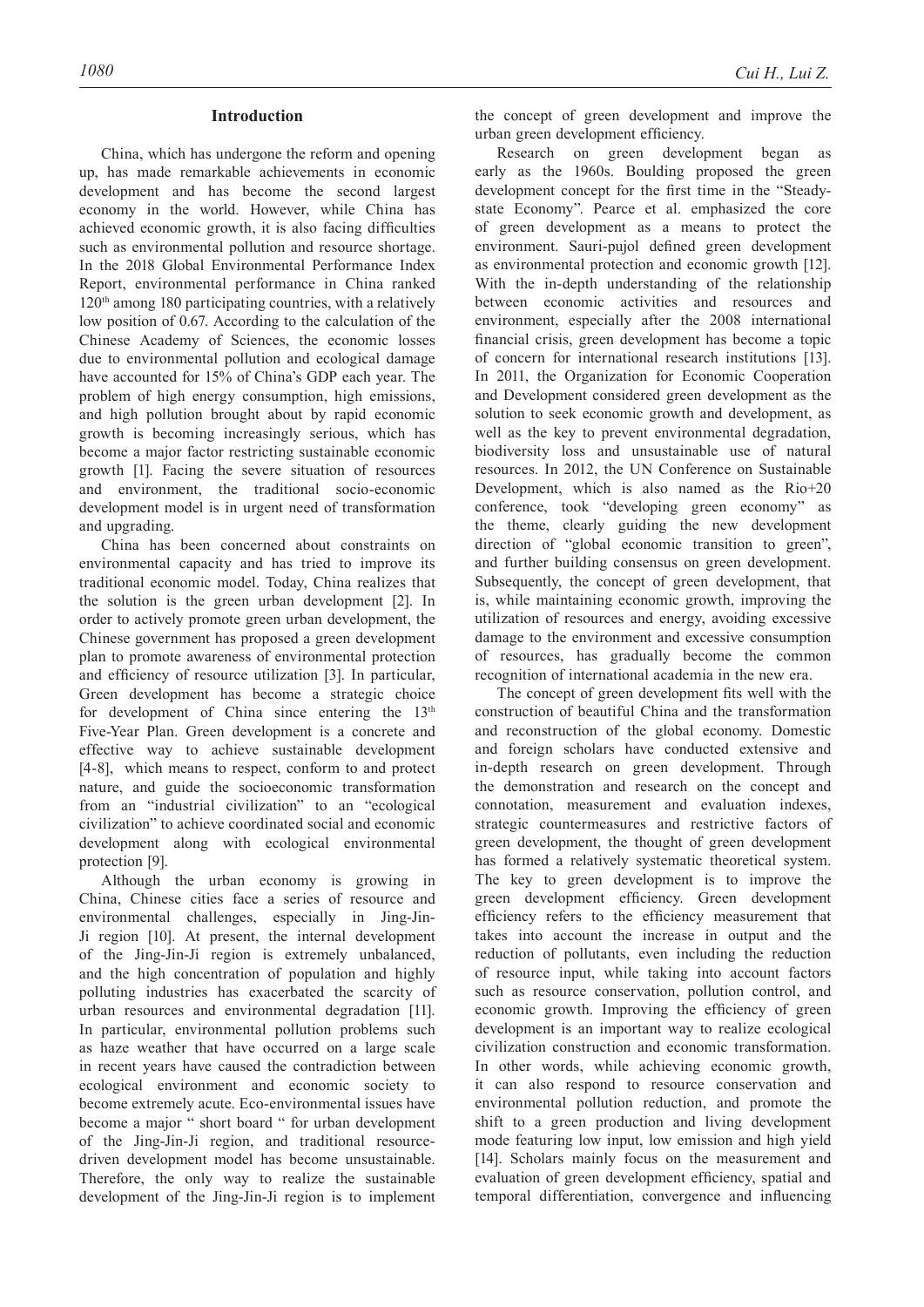## Introduction

China, which has undergone the reform and opening up, has made remarkable achievements in economic development and has become the second largest economy in the world. However, while China has achieved economic growth, it is also facing difficulties such as environmental pollution and resource shortage. In the 2018 Global Environmental Performance Index Report, environmental performance in China ranked 120th among 180 participating countries, with a relatively low position of 0.67. According to the calculation of the Chinese Academy of Sciences, the economic losses due to environmental pollution and ecological damage have accounted for 15% of China's GDP each year. The problem of high energy consumption, high emissions, and high pollution brought about by rapid economic growth is becoming increasingly serious, which has become a major factor restricting sustainable economic growth [1]. Facing the severe situation of resources and environment, the traditional socio-economic development model is in urgent need of transformation and upgrading.

China has been concerned about constraints on environmental capacity and has tried to improve its traditional economic model. Today, China realizes that the solution is the green urban development [2]. In order to actively promote green urban development, the Chinese government has proposed a green development plan to promote awareness of environmental protection and efficiency of resource utilization [3]. In particular, Green development has become a strategic choice for development of China since entering the 13th Five-Year Plan. Green development is a concrete and effective way to achieve sustainable development [4-8], which means to respect, conform to and protect nature, and guide the socioeconomic transformation from an "industrial civilization" to an "ecological civilization" to achieve coordinated social and economic development along with ecological environmental protection [9].

Although the urban economy is growing in China, Chinese cities face a series of resource and environmental challenges, especially in Jing-Jin-Ji region [10]. At present, the internal development of the Jing-Jin-Ji region is extremely unbalanced, and the high concentration of population and highly polluting industries has exacerbated the scarcity of urban resources and environmental degradation [11]. In particular, environmental pollution problems such as haze weather that have occurred on a large scale in recent years have caused the contradiction between ecological environment and economic society to become extremely acute. Eco-environmental issues have become a major " short board " for urban development of the Jing-Jin-Ji region, and traditional resource-driven development model has become unsustainable. Therefore, the only way to realize the sustainable development of the Jing-Jin-Ji region is to implement the concept of green development and improve the urban green development efficiency.

Research on green development began as early as the 1960s. Boulding proposed the green development concept for the first time in the "Steady-state Economy". Pearce et al. emphasized the core of green development as a means to protect the environment. Sauri-pujol defined green development as environmental protection and economic growth [12]. With the in-depth understanding of the relationship between economic activities and resources and environment, especially after the 2008 international financial crisis, green development has become a topic of concern for international research institutions [13]. In 2011, the Organization for Economic Cooperation and Development considered green development as the solution to seek economic growth and development, as well as the key to prevent environmental degradation, biodiversity loss and unsustainable use of natural resources. In 2012, the UN Conference on Sustainable Development, which is also named as the Rio+20 conference, took "developing green economy" as the theme, clearly guiding the new development direction of "global economic transition to green", and further building consensus on green development. Subsequently, the concept of green development, that is, while maintaining economic growth, improving the utilization of resources and energy, avoiding excessive damage to the environment and excessive consumption of resources, has gradually become the common recognition of international academia in the new era.

The concept of green development fits well with the construction of beautiful China and the transformation and reconstruction of the global economy. Domestic and foreign scholars have conducted extensive and in-depth research on green development. Through the demonstration and research on the concept and connotation, measurement and evaluation indexes, strategic countermeasures and restrictive factors of green development, the thought of green development has formed a relatively systematic theoretical system. The key to green development is to improve the green development efficiency. Green development efficiency refers to the efficiency measurement that takes into account the increase in output and the reduction of pollutants, even including the reduction of resource input, while taking into account factors such as resource conservation, pollution control, and economic growth. Improving the efficiency of green development is an important way to realize ecological civilization construction and economic transformation. In other words, while achieving economic growth, it can also respond to resource conservation and environmental pollution reduction, and promote the shift to a green production and living development mode featuring low input, low emission and high yield [14]. Scholars mainly focus on the measurement and evaluation of green development efficiency, spatial and temporal differentiation, convergence and influencing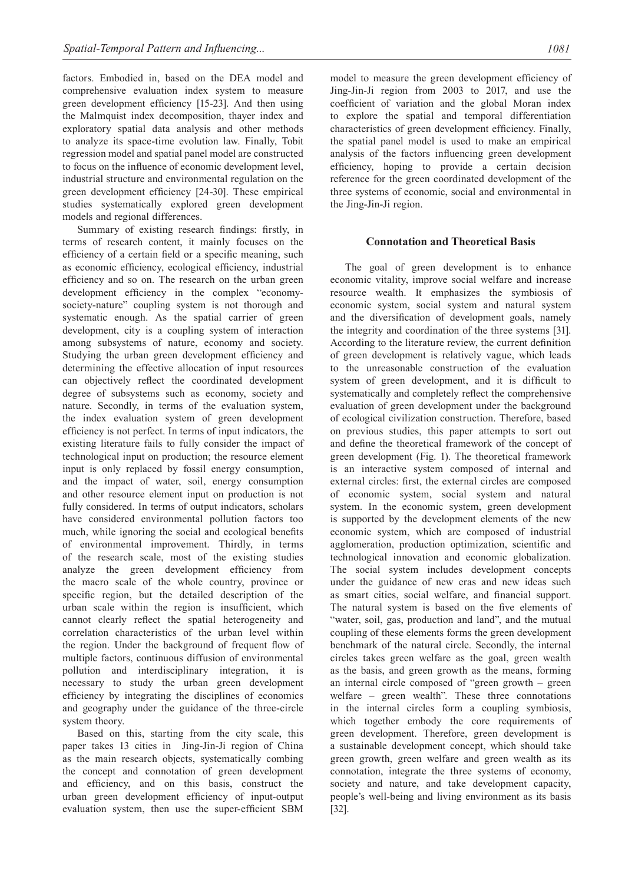factors. Embodied in, based on the DEA model and comprehensive evaluation index system to measure green development efficiency [15-23]. And then using the Malmquist index decomposition, thayer index and exploratory spatial data analysis and other methods to analyze its space-time evolution law. Finally, Tobit regression model and spatial panel model are constructed to focus on the influence of economic development level, industrial structure and environmental regulation on the green development efficiency [24-30]. These empirical studies systematically explored green development models and regional differences.

Summary of existing research findings: firstly, in terms of research content, it mainly focuses on the efficiency of a certain field or a specific meaning, such as economic efficiency, ecological efficiency, industrial efficiency and so on. The research on the urban green development efficiency in the complex "economy-society-nature" coupling system is not thorough and systematic enough. As the spatial carrier of green development, city is a coupling system of interaction among subsystems of nature, economy and society. Studying the urban green development efficiency and determining the effective allocation of input resources can objectively reflect the coordinated development degree of subsystems such as economy, society and nature. Secondly, in terms of the evaluation system, the index evaluation system of green development efficiency is not perfect. In terms of input indicators, the existing literature fails to fully consider the impact of technological input on production; the resource element input is only replaced by fossil energy consumption, and the impact of water, soil, energy consumption and other resource element input on production is not fully considered. In terms of output indicators, scholars have considered environmental pollution factors too much, while ignoring the social and ecological benefits of environmental improvement. Thirdly, in terms of the research scale, most of the existing studies analyze the green development efficiency from the macro scale of the whole country, province or specific region, but the detailed description of the urban scale within the region is insufficient, which cannot clearly reflect the spatial heterogeneity and correlation characteristics of the urban level within the region. Under the background of frequent flow of multiple factors, continuous diffusion of environmental pollution and interdisciplinary integration, it is necessary to study the urban green development efficiency by integrating the disciplines of economics and geography under the guidance of the three-circle system theory.

Based on this, starting from the city scale, this paper takes 13 cities in Jing-Jin-Ji region of China as the main research objects, systematically combing the concept and connotation of green development and efficiency, and on this basis, construct the urban green development efficiency of input-output evaluation system, then use the super-efficient SBM model to measure the green development efficiency of Jing-Jin-Ji region from 2003 to 2017, and use the coefficient of variation and the global Moran index to explore the spatial and temporal differentiation characteristics of green development efficiency. Finally, the spatial panel model is used to make an empirical analysis of the factors influencing green development efficiency, hoping to provide a certain decision reference for the green coordinated development of the three systems of economic, social and environmental in the Jing-Jin-Ji region.

## Connotation and Theoretical Basis

The goal of green development is to enhance economic vitality, improve social welfare and increase resource wealth. It emphasizes the symbiosis of economic system, social system and natural system and the diversification of development goals, namely the integrity and coordination of the three systems [31]. According to the literature review, the current definition of green development is relatively vague, which leads to the unreasonable construction of the evaluation system of green development, and it is difficult to systematically and completely reflect the comprehensive evaluation of green development under the background of ecological civilization construction. Therefore, based on previous studies, this paper attempts to sort out and define the theoretical framework of the concept of green development (Fig. 1). The theoretical framework is an interactive system composed of internal and external circles: first, the external circles are composed of economic system, social system and natural system. In the economic system, green development is supported by the development elements of the new economic system, which are composed of industrial agglomeration, production optimization, scientific and technological innovation and economic globalization. The social system includes development concepts under the guidance of new eras and new ideas such as smart cities, social welfare, and financial support. The natural system is based on the five elements of "water, soil, gas, production and land", and the mutual coupling of these elements forms the green development benchmark of the natural circle. Secondly, the internal circles takes green welfare as the goal, green wealth as the basis, and green growth as the means, forming an internal circle composed of "green growth – green welfare – green wealth". These three connotations in the internal circles form a coupling symbiosis, which together embody the core requirements of green development. Therefore, green development is a sustainable development concept, which should take green growth, green welfare and green wealth as its connotation, integrate the three systems of economy, society and nature, and take development capacity, people's well-being and living environment as its basis [32].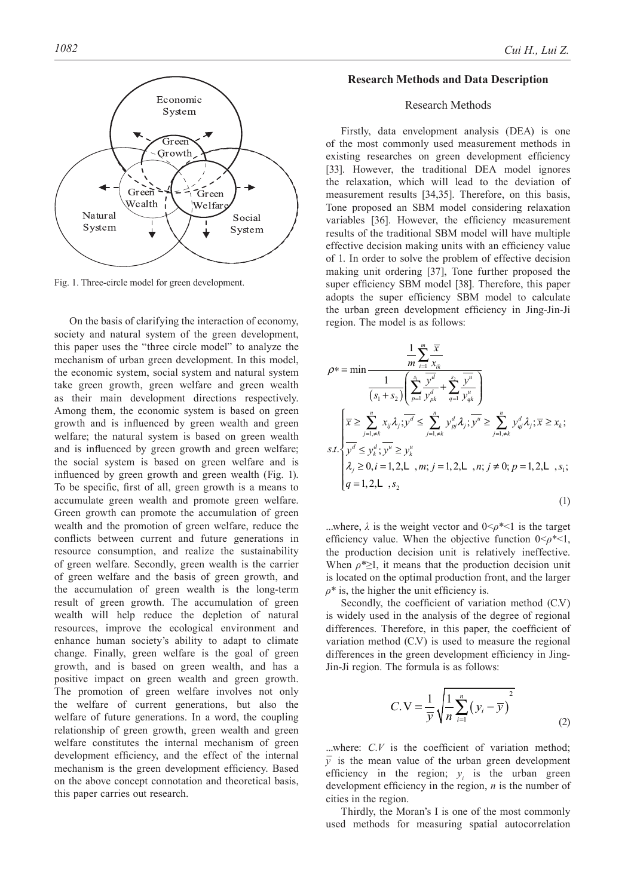Fig. 1. Three-circle model for green development.

On the basis of clarifying the interaction of economy, society and natural system of the green development, this paper uses the "three circle model" to analyze the mechanism of urban green development. In this model, the economic system, social system and natural system take green growth, green welfare and green wealth as their main development directions respectively. Among them, the economic system is based on green growth and is influenced by green wealth and green welfare; the natural system is based on green wealth and is influenced by green growth and green welfare; the social system is based on green welfare and is influenced by green growth and green wealth (Fig. 1). To be specific, first of all, green growth is a means to accumulate green wealth and promote green welfare. Green growth can promote the accumulation of green wealth and the promotion of green welfare, reduce the conflicts between current and future generations in resource consumption, and realize the sustainability of green welfare. Secondly, green wealth is the carrier of green welfare and the basis of green growth, and the accumulation of green wealth is the long-term result of green growth. The accumulation of green wealth will help reduce the depletion of natural resources, improve the ecological environment and enhance human society's ability to adapt to climate change. Finally, green welfare is the goal of green growth, and is based on green wealth, and has a positive impact on green wealth and green growth. The promotion of green welfare involves not only the welfare of current generations, but also the welfare of future generations. In a word, the coupling relationship of green growth, green wealth and green welfare constitutes the internal mechanism of green development efficiency, and the effect of the internal mechanism is the green development efficiency. Based on the above concept connotation and theoretical basis, this paper carries out research.

## Research Methods and Data Description

### Research Methods

Firstly, data envelopment analysis (DEA) is one of the most commonly used measurement methods in existing researches on green development efficiency [33]. However, the traditional DEA model ignores the relaxation, which will lead to the deviation of measurement results [34,35]. Therefore, on this basis, Tone proposed an SBM model considering relaxation variables [36]. However, the efficiency measurement results of the traditional SBM model will have multiple effective decision making units with an efficiency value of 1. In order to solve the problem of effective decision making unit ordering [37], Tone further proposed the super efficiency SBM model [38]. Therefore, this paper adopts the super efficiency SBM model to calculate the urban green development efficiency in Jing-Jin-Ji region. The model is as follows:

$$\rho^* = \min \frac{\frac{1}{m}\sum_{i=1}^{m}\frac{\overline{x}}{x_{ik}}}{\frac{1}{(s_1+s_2)}\left(\sum_{p=1}^{s_1}\frac{\overline{y^d}}{y_{pk}^d}+\sum_{q=1}^{s_2}\frac{\overline{y^u}}{y_{qk}^u}\right)}$$

$$s.t.\begin{cases} \overline{x} \geq \sum_{j=1,\neq k}^{n} x_{ij}\lambda_j; \overline{y^d} \leq \sum_{j=1,\neq k}^{n} y_{pj}^d\lambda_j; \overline{y^u} \geq \sum_{j=1,\neq k}^{n} y_{qj}^d\lambda_j; \overline{x} \geq x_k; \\ \overline{y^d} \leq y_k^d; \overline{y^u} \geq y_k^u \\ \lambda_j \geq 0, i=1,2,\ldots,m; j=1,2,\ldots,n; j \neq 0; p=1,2,\ldots,s_1; \\ q=1,2,\ldots,s_2 \end{cases} \tag{1}$$

...where, $\lambda$ is the weight vector and $0<\rho^*<1$ is the target efficiency value. When the objective function $0<\rho^*<1$, the production decision unit is relatively ineffective. When $\rho^*\geq1$, it means that the production decision unit is located on the optimal production front, and the larger $\rho^*$ is, the higher the unit efficiency is.

Secondly, the coefficient of variation method (C.V) is widely used in the analysis of the degree of regional differences. Therefore, in this paper, the coefficient of variation method (C.V) is used to measure the regional differences in the green development efficiency in Jing-Jin-Ji region. The formula is as follows:

$$C.V = \frac{1}{\overline{y}}\sqrt{\frac{1}{n}\sum_{i=1}^{n}\left(y_i-\overline{y}\right)^2} \tag{2}$$

...where: $C.V$ is the coefficient of variation method; $\overline{y}$ is the mean value of the urban green development efficiency in the region; $y_i$ is the urban green development efficiency in the region, $n$ is the number of cities in the region.

Thirdly, the Moran's I is one of the most commonly used methods for measuring spatial autocorrelation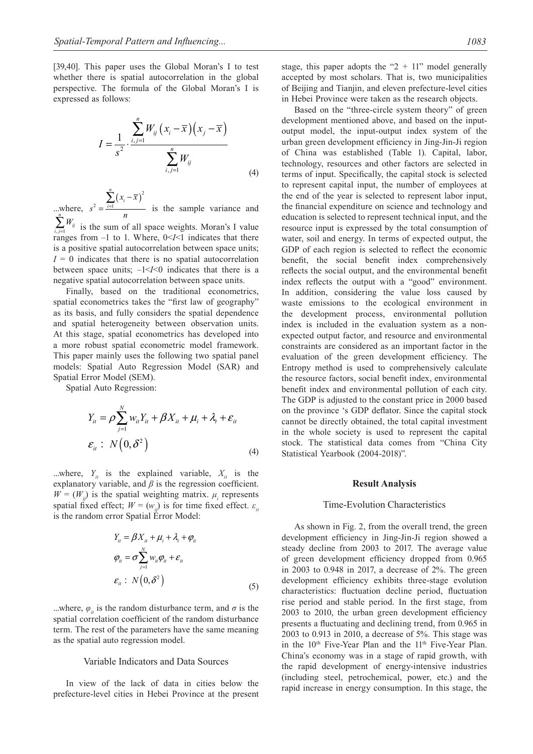[39,40]. This paper uses the Global Moran's I to test whether there is spatial autocorrelation in the global perspective. The formula of the Global Moran's I is expressed as follows:

$$I = \frac{1}{s^2} \cdot \frac{\sum_{i,j=1}^{n} W_{ij}\left(x_i - \overline{x}\right)\left(x_j - \overline{x}\right)}{\sum_{i,j=1}^{n} W_{ij}} \tag{4}$$

...where, $s^2 = \frac{\sum_{i=1}^{n}\left(x_i - \overline{x}\right)^2}{n}$ is the sample variance and $\sum_{i,j=1}^{n} W_{ij}$ is the sum of all space weights. Moran's I value ranges from –1 to 1. Where, $0<I<1$ indicates that there is a positive spatial autocorrelation between space units; $I = 0$ indicates that there is no spatial autocorrelation between space units; $-1<I<0$ indicates that there is a negative spatial autocorrelation between space units.

Finally, based on the traditional econometrics, spatial econometrics takes the "first law of geography" as its basis, and fully considers the spatial dependence and spatial heterogeneity between observation units. At this stage, spatial econometrics has developed into a more robust spatial econometric model framework. This paper mainly uses the following two spatial panel models: Spatial Auto Regression Model (SAR) and Spatial Error Model (SEM).

Spatial Auto Regression:

$$Y_{it} = \rho \sum_{j=1}^{N} w_{it} Y_{it} + \beta X_{it} + \mu_i + \lambda_t + \varepsilon_{it}$$
$$\varepsilon_{it} : \ N\left(0, \delta^2\right) \tag{4}$$

...where, $Y_{it}$ is the explained variable, $X_{it}$ is the explanatory variable, and $\beta$ is the regression coefficient. $W = (W_{ij})$ is the spatial weighting matrix. $\mu_i$ represents spatial fixed effect; $W = (w_{ij})$ is for time fixed effect. $\varepsilon_{it}$ is the random error Spatial Error Model:

$$Y_{it} = \beta X_{it} + \mu_i + \lambda_t + \varphi_{it}$$
$$\varphi_{it} = \sigma \sum_{j=1}^{N} w_{it} \varphi_{it} + \varepsilon_{it}$$
$$\varepsilon_{it} : \ N\left(0, \delta^2\right) \tag{5}$$

...where, $\varphi_{it}$ is the random disturbance term, and $\sigma$ is the spatial correlation coefficient of the random disturbance term. The rest of the parameters have the same meaning as the spatial auto regression model.

### Variable Indicators and Data Sources

In view of the lack of data in cities below the prefecture-level cities in Hebei Province at the present stage, this paper adopts the "2 + 11" model generally accepted by most scholars. That is, two municipalities of Beijing and Tianjin, and eleven prefecture-level cities in Hebei Province were taken as the research objects.

Based on the "three-circle system theory" of green development mentioned above, and based on the input-output model, the input-output index system of the urban green development efficiency in Jing-Jin-Ji region of China was established (Table 1). Capital, labor, technology, resources and other factors are selected in terms of input. Specifically, the capital stock is selected to represent capital input, the number of employees at the end of the year is selected to represent labor input, the financial expenditure on science and technology and education is selected to represent technical input, and the resource input is expressed by the total consumption of water, soil and energy. In terms of expected output, the GDP of each region is selected to reflect the economic benefit, the social benefit index comprehensively reflects the social output, and the environmental benefit index reflects the output with a "good" environment. In addition, considering the value loss caused by waste emissions to the ecological environment in the development process, environmental pollution index is included in the evaluation system as a non-expected output factor, and resource and environmental constraints are considered as an important factor in the evaluation of the green development efficiency. The Entropy method is used to comprehensively calculate the resource factors, social benefit index, environmental benefit index and environmental pollution of each city. The GDP is adjusted to the constant price in 2000 based on the province 's GDP deflator. Since the capital stock cannot be directly obtained, the total capital investment in the whole society is used to represent the capital stock. The statistical data comes from "China City Statistical Yearbook (2004-2018)".

## Result Analysis

### Time-Evolution Characteristics

As shown in Fig. 2, from the overall trend, the green development efficiency in Jing-Jin-Ji region showed a steady decline from 2003 to 2017. The average value of green development efficiency dropped from 0.965 in 2003 to 0.948 in 2017, a decrease of 2%. The green development efficiency exhibits three-stage evolution characteristics: fluctuation decline period, fluctuation rise period and stable period. In the first stage, from 2003 to 2010, the urban green development efficiency presents a fluctuating and declining trend, from 0.965 in 2003 to 0.913 in 2010, a decrease of 5%. This stage was in the 10th Five-Year Plan and the 11th Five-Year Plan. China's economy was in a stage of rapid growth, with the rapid development of energy-intensive industries (including steel, petrochemical, power, etc.) and the rapid increase in energy consumption. In this stage, the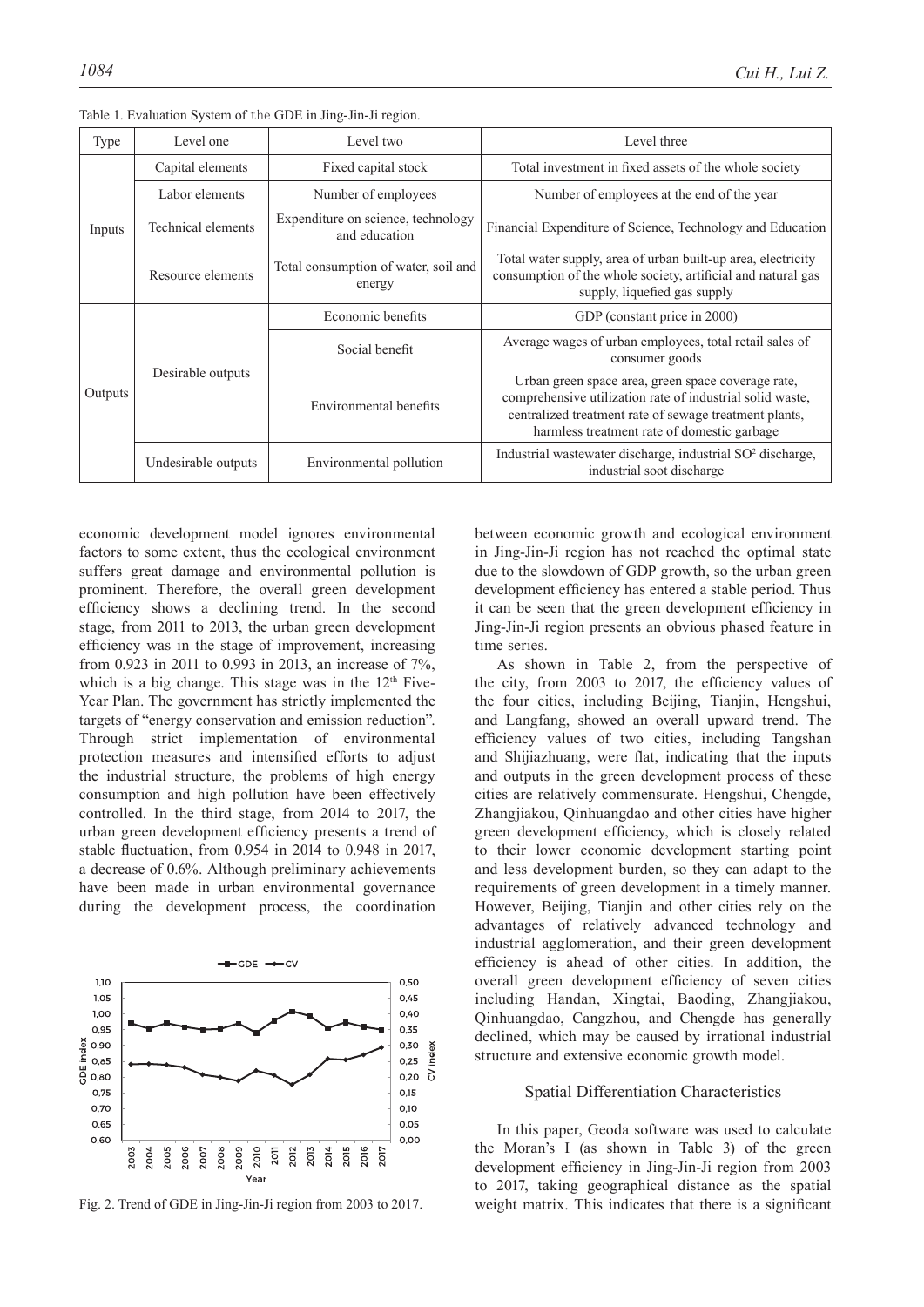Table 1. Evaluation System of the GDE in Jing-Jin-Ji region.

| Type | Level one | Level two | Level three |
|---|---|---|---|
| Inputs | Capital elements | Fixed capital stock | Total investment in fixed assets of the whole society |
| | Labor elements | Number of employees | Number of employees at the end of the year |
| | Technical elements | Expenditure on science, technology and education | Financial Expenditure of Science, Technology and Education |
| | Resource elements | Total consumption of water, soil and energy | Total water supply, area of urban built-up area, electricity consumption of the whole society, artificial and natural gas supply, liquefied gas supply |
| Outputs | Desirable outputs | Economic benefits | GDP (constant price in 2000) |
| | | Social benefit | Average wages of urban employees, total retail sales of consumer goods |
| | | Environmental benefits | Urban green space area, green space coverage rate, comprehensive utilization rate of industrial solid waste, centralized treatment rate of sewage treatment plants, harmless treatment rate of domestic garbage |
| | Undesirable outputs | Environmental pollution | Industrial wastewater discharge, industrial $SO^2$ discharge, industrial soot discharge |

economic development model ignores environmental factors to some extent, thus the ecological environment suffers great damage and environmental pollution is prominent. Therefore, the overall green development efficiency shows a declining trend. In the second stage, from 2011 to 2013, the urban green development efficiency was in the stage of improvement, increasing from 0.923 in 2011 to 0.993 in 2013, an increase of 7%, which is a big change. This stage was in the 12th Five-Year Plan. The government has strictly implemented the targets of "energy conservation and emission reduction". Through strict implementation of environmental protection measures and intensified efforts to adjust the industrial structure, the problems of high energy consumption and high pollution have been effectively controlled. In the third stage, from 2014 to 2017, the urban green development efficiency presents a trend of stable fluctuation, from 0.954 in 2014 to 0.948 in 2017, a decrease of 0.6%. Although preliminary achievements have been made in urban environmental governance during the development process, the coordination

Fig. 2. Trend of GDE in Jing-Jin-Ji region from 2003 to 2017.

between economic growth and ecological environment in Jing-Jin-Ji region has not reached the optimal state due to the slowdown of GDP growth, so the urban green development efficiency has entered a stable period. Thus it can be seen that the green development efficiency in Jing-Jin-Ji region presents an obvious phased feature in time series.

As shown in Table 2, from the perspective of the city, from 2003 to 2017, the efficiency values of the four cities, including Beijing, Tianjin, Hengshui, and Langfang, showed an overall upward trend. The efficiency values of two cities, including Tangshan and Shijiazhuang, were flat, indicating that the inputs and outputs in the green development process of these cities are relatively commensurate. Hengshui, Chengde, Zhangjiakou, Qinhuangdao and other cities have higher green development efficiency, which is closely related to their lower economic development starting point and less development burden, so they can adapt to the requirements of green development in a timely manner. However, Beijing, Tianjin and other cities rely on the advantages of relatively advanced technology and industrial agglomeration, and their green development efficiency is ahead of other cities. In addition, the overall green development efficiency of seven cities including Handan, Xingtai, Baoding, Zhangjiakou, Qinhuangdao, Cangzhou, and Chengde has generally declined, which may be caused by irrational industrial structure and extensive economic growth model.

## Spatial Differentiation Characteristics

In this paper, Geoda software was used to calculate the Moran's I (as shown in Table 3) of the green development efficiency in Jing-Jin-Ji region from 2003 to 2017, taking geographical distance as the spatial weight matrix. This indicates that there is a significant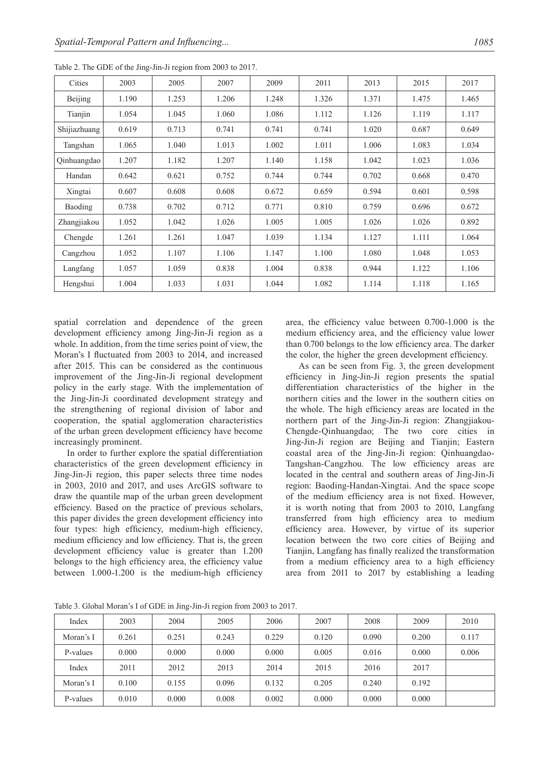Table 2. The GDE of the Jing-Jin-Ji region from 2003 to 2017.

| Cities | 2003 | 2005 | 2007 | 2009 | 2011 | 2013 | 2015 | 2017 |
|---|---|---|---|---|---|---|---|---|
| Beijing | 1.190 | 1.253 | 1.206 | 1.248 | 1.326 | 1.371 | 1.475 | 1.465 |
| Tianjin | 1.054 | 1.045 | 1.060 | 1.086 | 1.112 | 1.126 | 1.119 | 1.117 |
| Shijiazhuang | 0.619 | 0.713 | 0.741 | 0.741 | 0.741 | 1.020 | 0.687 | 0.649 |
| Tangshan | 1.065 | 1.040 | 1.013 | 1.002 | 1.011 | 1.006 | 1.083 | 1.034 |
| Qinhuangdao | 1.207 | 1.182 | 1.207 | 1.140 | 1.158 | 1.042 | 1.023 | 1.036 |
| Handan | 0.642 | 0.621 | 0.752 | 0.744 | 0.744 | 0.702 | 0.668 | 0.470 |
| Xingtai | 0.607 | 0.608 | 0.608 | 0.672 | 0.659 | 0.594 | 0.601 | 0.598 |
| Baoding | 0.738 | 0.702 | 0.712 | 0.771 | 0.810 | 0.759 | 0.696 | 0.672 |
| Zhangjiakou | 1.052 | 1.042 | 1.026 | 1.005 | 1.005 | 1.026 | 1.026 | 0.892 |
| Chengde | 1.261 | 1.261 | 1.047 | 1.039 | 1.134 | 1.127 | 1.111 | 1.064 |
| Cangzhou | 1.052 | 1.107 | 1.106 | 1.147 | 1.100 | 1.080 | 1.048 | 1.053 |
| Langfang | 1.057 | 1.059 | 0.838 | 1.004 | 0.838 | 0.944 | 1.122 | 1.106 |
| Hengshui | 1.004 | 1.033 | 1.031 | 1.044 | 1.082 | 1.114 | 1.118 | 1.165 |

spatial correlation and dependence of the green development efficiency among Jing-Jin-Ji region as a whole. In addition, from the time series point of view, the Moran's I fluctuated from 2003 to 2014, and increased after 2015. This can be considered as the continuous improvement of the Jing-Jin-Ji regional development policy in the early stage. With the implementation of the Jing-Jin-Ji coordinated development strategy and the strengthening of regional division of labor and cooperation, the spatial agglomeration characteristics of the urban green development efficiency have become increasingly prominent.

In order to further explore the spatial differentiation characteristics of the green development efficiency in Jing-Jin-Ji region, this paper selects three time nodes in 2003, 2010 and 2017, and uses ArcGIS software to draw the quantile map of the urban green development efficiency. Based on the practice of previous scholars, this paper divides the green development efficiency into four types: high efficiency, medium-high efficiency, medium efficiency and low efficiency. That is, the green development efficiency value is greater than 1.200 belongs to the high efficiency area, the efficiency value between 1.000-1.200 is the medium-high efficiency area, the efficiency value between 0.700-1.000 is the medium efficiency area, and the efficiency value lower than 0.700 belongs to the low efficiency area. The darker the color, the higher the green development efficiency.

As can be seen from Fig. 3, the green development efficiency in Jing-Jin-Ji region presents the spatial differentiation characteristics of the higher in the northern cities and the lower in the southern cities on the whole. The high efficiency areas are located in the northern part of the Jing-Jin-Ji region: Zhangjiakou-Chengde-Qinhuangdao; The two core cities in Jing-Jin-Ji region are Beijing and Tianjin; Eastern coastal area of the Jing-Jin-Ji region: Qinhuangdao-Tangshan-Cangzhou. The low efficiency areas are located in the central and southern areas of Jing-Jin-Ji region: Baoding-Handan-Xingtai. And the space scope of the medium efficiency area is not fixed. However, it is worth noting that from 2003 to 2010, Langfang transferred from high efficiency area to medium efficiency area. However, by virtue of its superior location between the two core cities of Beijing and Tianjin, Langfang has finally realized the transformation from a medium efficiency area to a high efficiency area from 2011 to 2017 by establishing a leading

Table 3. Global Moran's I of GDE in Jing-Jin-Ji region from 2003 to 2017.

| Index | 2003 | 2004 | 2005 | 2006 | 2007 | 2008 | 2009 | 2010 |
|---|---|---|---|---|---|---|---|---|
| Moran's I | 0.261 | 0.251 | 0.243 | 0.229 | 0.120 | 0.090 | 0.200 | 0.117 |
| P-values | 0.000 | 0.000 | 0.000 | 0.000 | 0.005 | 0.016 | 0.000 | 0.006 |
| Index | 2011 | 2012 | 2013 | 2014 | 2015 | 2016 | 2017 | |
| Moran's I | 0.100 | 0.155 | 0.096 | 0.132 | 0.205 | 0.240 | 0.192 | |
| P-values | 0.010 | 0.000 | 0.008 | 0.002 | 0.000 | 0.000 | 0.000 | |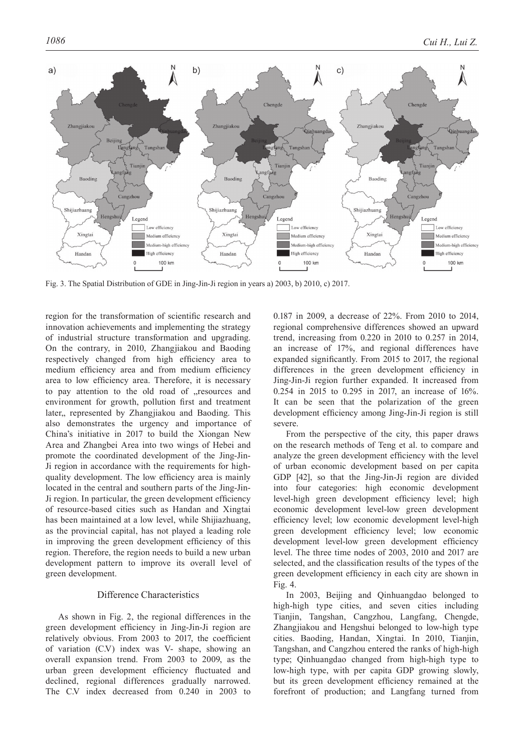Fig. 3. The Spatial Distribution of GDE in Jing-Jin-Ji region in years a) 2003, b) 2010, c) 2017.

region for the transformation of scientific research and innovation achievements and implementing the strategy of industrial structure transformation and upgrading. On the contrary, in 2010, Zhangjiakou and Baoding respectively changed from high efficiency area to medium efficiency area and from medium efficiency area to low efficiency area. Therefore, it is necessary to pay attention to the old road of „resources and environment for growth, pollution first and treatment later„ represented by Zhangjiakou and Baoding. This also demonstrates the urgency and importance of China's initiative in 2017 to build the Xiongan New Area and Zhangbei Area into two wings of Hebei and promote the coordinated development of the Jing-Jin-Ji region in accordance with the requirements for high-quality development. The low efficiency area is mainly located in the central and southern parts of the Jing-Jin-Ji region. In particular, the green development efficiency of resource-based cities such as Handan and Xingtai has been maintained at a low level, while Shijiazhuang, as the provincial capital, has not played a leading role in improving the green development efficiency of this region. Therefore, the region needs to build a new urban development pattern to improve its overall level of green development.

## Difference Characteristics

As shown in Fig. 2, the regional differences in the green development efficiency in Jing-Jin-Ji region are relatively obvious. From 2003 to 2017, the coefficient of variation (C.V) index was V- shape, showing an overall expansion trend. From 2003 to 2009, as the urban green development efficiency fluctuated and declined, regional differences gradually narrowed. The C.V index decreased from 0.240 in 2003 to 0.187 in 2009, a decrease of 22%. From 2010 to 2014, regional comprehensive differences showed an upward trend, increasing from 0.220 in 2010 to 0.257 in 2014, an increase of 17%, and regional differences have expanded significantly. From 2015 to 2017, the regional differences in the green development efficiency in Jing-Jin-Ji region further expanded. It increased from 0.254 in 2015 to 0.295 in 2017, an increase of 16%. It can be seen that the polarization of the green development efficiency among Jing-Jin-Ji region is still severe.

From the perspective of the city, this paper draws on the research methods of Teng et al. to compare and analyze the green development efficiency with the level of urban economic development based on per capita GDP [42], so that the Jing-Jin-Ji region are divided into four categories: high economic development level-high green development efficiency level; high economic development level-low green development efficiency level; low economic development level-high green development efficiency level; low economic development level-low green development efficiency level. The three time nodes of 2003, 2010 and 2017 are selected, and the classification results of the types of the green development efficiency in each city are shown in Fig. 4.

In 2003, Beijing and Qinhuangdao belonged to high-high type cities, and seven cities including Tianjin, Tangshan, Cangzhou, Langfang, Chengde, Zhangjiakou and Hengshui belonged to low-high type cities. Baoding, Handan, Xingtai. In 2010, Tianjin, Tangshan, and Cangzhou entered the ranks of high-high type; Qinhuangdao changed from high-high type to low-high type, with per capita GDP growing slowly, but its green development efficiency remained at the forefront of production; and Langfang turned from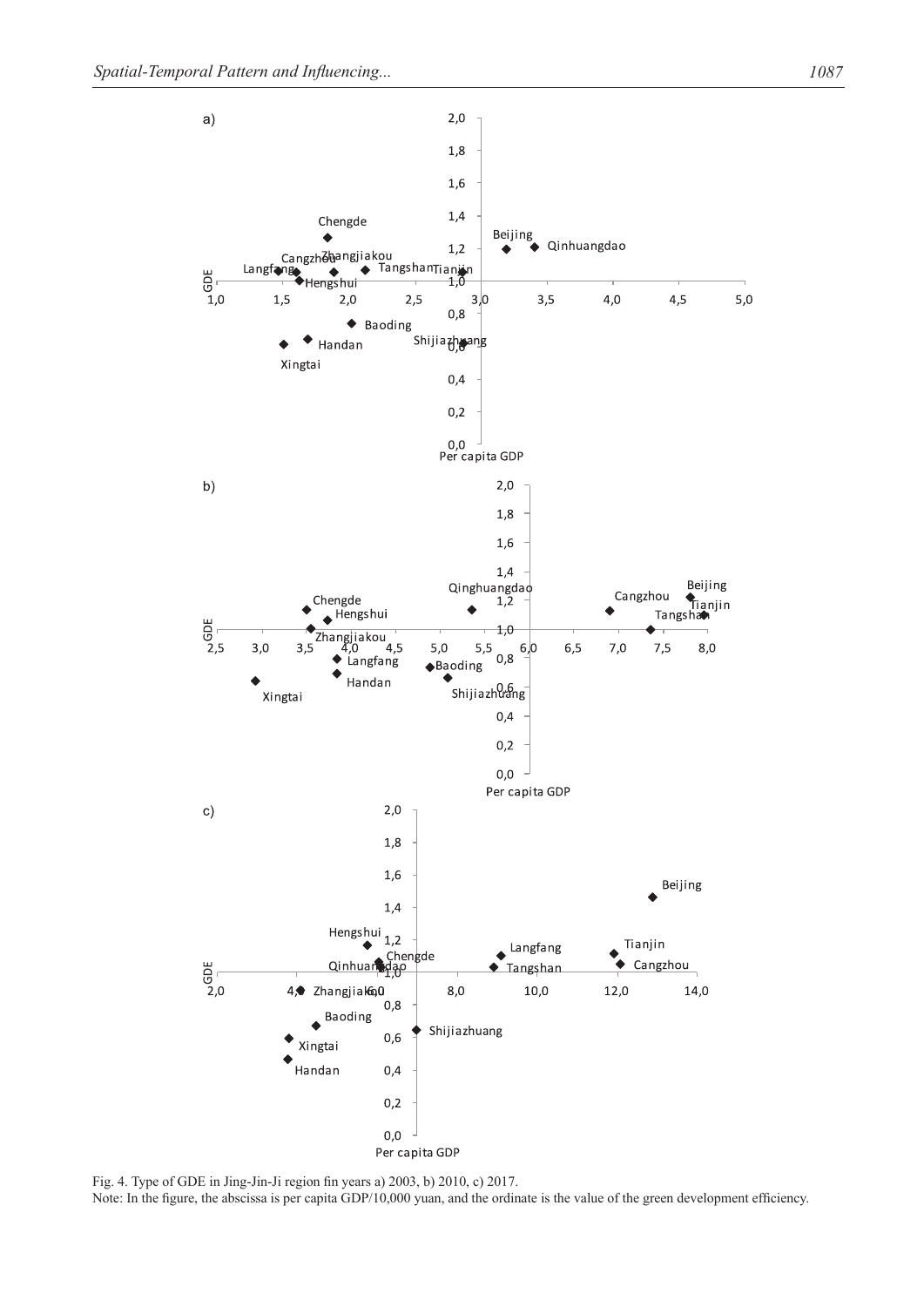Fig. 4. Type of GDE in Jing-Jin-Ji region fin years a) 2003, b) 2010, c) 2017.

Note: In the figure, the abscissa is per capita GDP/10,000 yuan, and the ordinate is the value of the green development efficiency.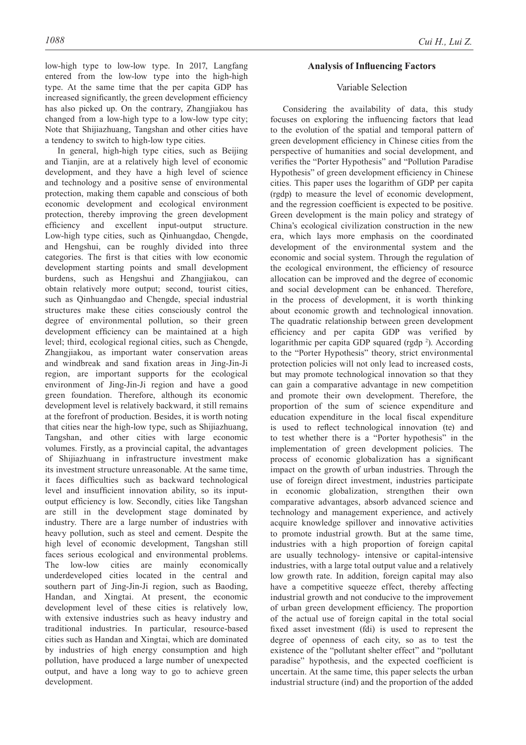low-high type to low-low type. In 2017, Langfang entered from the low-low type into the high-high type. At the same time that the per capita GDP has increased significantly, the green development efficiency has also picked up. On the contrary, Zhangjiakou has changed from a low-high type to a low-low type city; Note that Shijiazhuang, Tangshan and other cities have a tendency to switch to high-low type cities.

In general, high-high type cities, such as Beijing and Tianjin, are at a relatively high level of economic development, and they have a high level of science and technology and a positive sense of environmental protection, making them capable and conscious of both economic development and ecological environment protection, thereby improving the green development efficiency and excellent input-output structure. Low-high type cities, such as Qinhuangdao, Chengde, and Hengshui, can be roughly divided into three categories. The first is that cities with low economic development starting points and small development burdens, such as Hengshui and Zhangjiakou, can obtain relatively more output; second, tourist cities, such as Qinhuangdao and Chengde, special industrial structures make these cities consciously control the degree of environmental pollution, so their green development efficiency can be maintained at a high level; third, ecological regional cities, such as Chengde, Zhangjiakou, as important water conservation areas and windbreak and sand fixation areas in Jing-Jin-Ji region, are important supports for the ecological environment of Jing-Jin-Ji region and have a good green foundation. Therefore, although its economic development level is relatively backward, it still remains at the forefront of production. Besides, it is worth noting that cities near the high-low type, such as Shijiazhuang, Tangshan, and other cities with large economic volumes. Firstly, as a provincial capital, the advantages of Shijiazhuang in infrastructure investment make its investment structure unreasonable. At the same time, it faces difficulties such as backward technological level and insufficient innovation ability, so its input-output efficiency is low. Secondly, cities like Tangshan are still in the development stage dominated by industry. There are a large number of industries with heavy pollution, such as steel and cement. Despite the high level of economic development, Tangshan still faces serious ecological and environmental problems. The low-low cities are mainly economically underdeveloped cities located in the central and southern part of Jing-Jin-Ji region, such as Baoding, Handan, and Xingtai. At present, the economic development level of these cities is relatively low, with extensive industries such as heavy industry and traditional industries. In particular, resource-based cities such as Handan and Xingtai, which are dominated by industries of high energy consumption and high pollution, have produced a large number of unexpected output, and have a long way to go to achieve green development.

## Analysis of Influencing Factors

### Variable Selection

Considering the availability of data, this study focuses on exploring the influencing factors that lead to the evolution of the spatial and temporal pattern of green development efficiency in Chinese cities from the perspective of humanities and social development, and verifies the "Porter Hypothesis" and "Pollution Paradise Hypothesis" of green development efficiency in Chinese cities. This paper uses the logarithm of GDP per capita (rgdp) to measure the level of economic development, and the regression coefficient is expected to be positive. Green development is the main policy and strategy of China's ecological civilization construction in the new era, which lays more emphasis on the coordinated development of the environmental system and the economic and social system. Through the regulation of the ecological environment, the efficiency of resource allocation can be improved and the degree of economic and social development can be enhanced. Therefore, in the process of development, it is worth thinking about economic growth and technological innovation. The quadratic relationship between green development efficiency and per capita GDP was verified by logarithmic per capita GDP squared ($rgdp^2$). According to the "Porter Hypothesis" theory, strict environmental protection policies will not only lead to increased costs, but may promote technological innovation so that they can gain a comparative advantage in new competition and promote their own development. Therefore, the proportion of the sum of science expenditure and education expenditure in the local fiscal expenditure is used to reflect technological innovation (te) and to test whether there is a "Porter hypothesis" in the implementation of green development policies. The process of economic globalization has a significant impact on the growth of urban industries. Through the use of foreign direct investment, industries participate in economic globalization, strengthen their own comparative advantages, absorb advanced science and technology and management experience, and actively acquire knowledge spillover and innovative activities to promote industrial growth. But at the same time, industries with a high proportion of foreign capital are usually technology- intensive or capital-intensive industries, with a large total output value and a relatively low growth rate. In addition, foreign capital may also have a competitive squeeze effect, thereby affecting industrial growth and not conducive to the improvement of urban green development efficiency. The proportion of the actual use of foreign capital in the total social fixed asset investment (fdi) is used to represent the degree of openness of each city, so as to test the existence of the "pollutant shelter effect" and "pollutant paradise" hypothesis, and the expected coefficient is uncertain. At the same time, this paper selects the urban industrial structure (ind) and the proportion of the added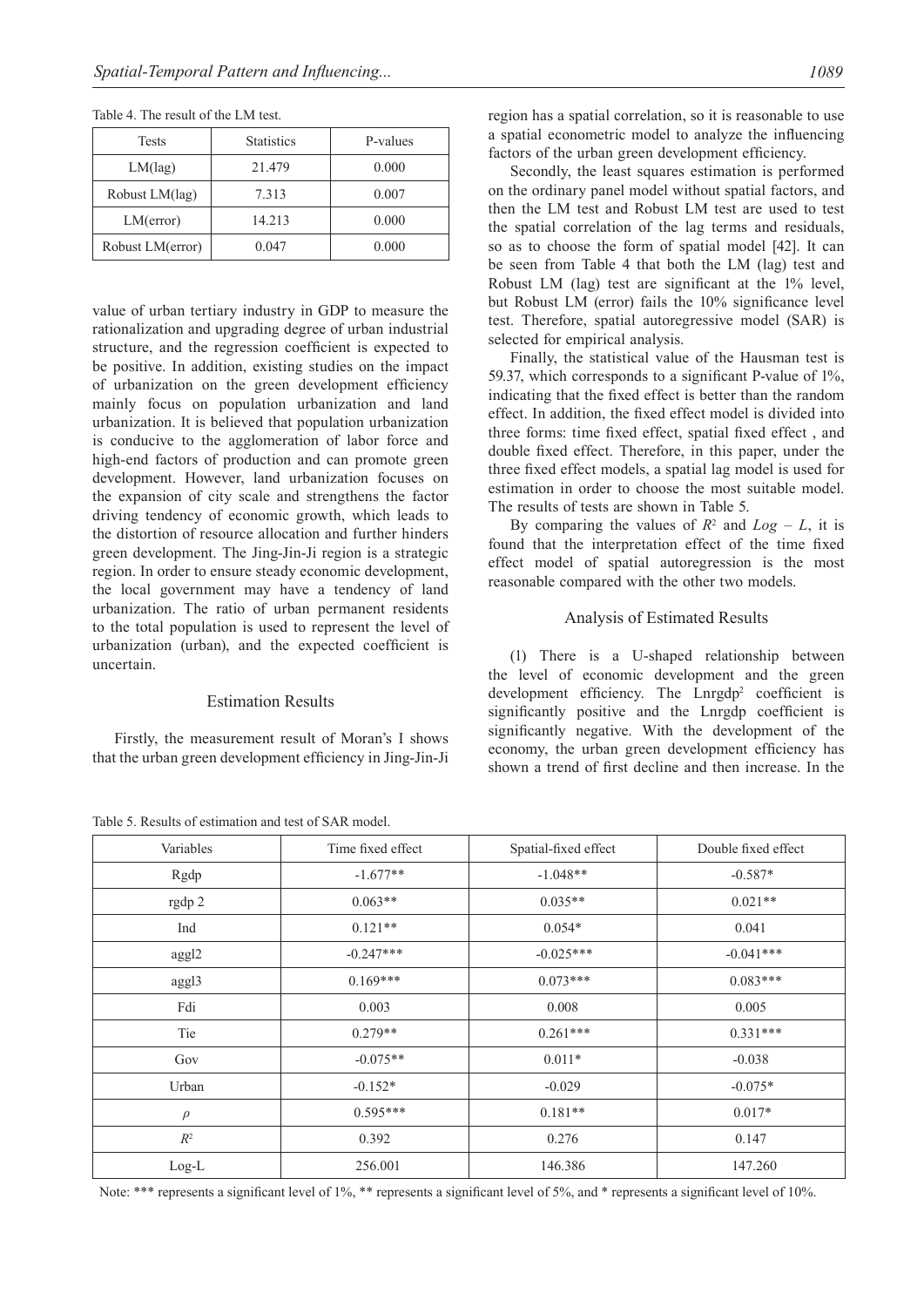Table 4. The result of the LM test.

| Tests | Statistics | P-values |
|---|---|---|
| LM(lag) | 21.479 | 0.000 |
| Robust LM(lag) | 7.313 | 0.007 |
| LM(error) | 14.213 | 0.000 |
| Robust LM(error) | 0.047 | 0.000 |

value of urban tertiary industry in GDP to measure the rationalization and upgrading degree of urban industrial structure, and the regression coefficient is expected to be positive. In addition, existing studies on the impact of urbanization on the green development efficiency mainly focus on population urbanization and land urbanization. It is believed that population urbanization is conducive to the agglomeration of labor force and high-end factors of production and can promote green development. However, land urbanization focuses on the expansion of city scale and strengthens the factor driving tendency of economic growth, which leads to the distortion of resource allocation and further hinders green development. The Jing-Jin-Ji region is a strategic region. In order to ensure steady economic development, the local government may have a tendency of land urbanization. The ratio of urban permanent residents to the total population is used to represent the level of urbanization (urban), and the expected coefficient is uncertain.

## Estimation Results

Firstly, the measurement result of Moran's I shows that the urban green development efficiency in Jing-Jin-Ji region has a spatial correlation, so it is reasonable to use a spatial econometric model to analyze the influencing factors of the urban green development efficiency.

Secondly, the least squares estimation is performed on the ordinary panel model without spatial factors, and then the LM test and Robust LM test are used to test the spatial correlation of the lag terms and residuals, so as to choose the form of spatial model [42]. It can be seen from Table 4 that both the LM (lag) test and Robust LM (lag) test are significant at the 1% level, but Robust LM (error) fails the 10% significance level test. Therefore, spatial autoregressive model (SAR) is selected for empirical analysis.

Finally, the statistical value of the Hausman test is 59.37, which corresponds to a significant P-value of 1%, indicating that the fixed effect is better than the random effect. In addition, the fixed effect model is divided into three forms: time fixed effect, spatial fixed effect , and double fixed effect. Therefore, in this paper, under the three fixed effect models, a spatial lag model is used for estimation in order to choose the most suitable model. The results of tests are shown in Table 5.

By comparing the values of $R^2$ and $Log - L$, it is found that the interpretation effect of the time fixed effect model of spatial autoregression is the most reasonable compared with the other two models.

## Analysis of Estimated Results

(1) There is a U-shaped relationship between the level of economic development and the green development efficiency. The $\text{Lnrgdp}^2$ coefficient is significantly positive and the Lnrgdp coefficient is significantly negative. With the development of the economy, the urban green development efficiency has shown a trend of first decline and then increase. In the

Table 5. Results of estimation and test of SAR model.

| Variables | Time fixed effect | Spatial-fixed effect | Double fixed effect |
|---|---|---|---|
| Rgdp | -1.677** | -1.048** | -0.587* |
| rgdp 2 | 0.063** | 0.035** | 0.021** |
| Ind | 0.121** | 0.054* | 0.041 |
| aggl2 | -0.247*** | -0.025*** | -0.041*** |
| aggl3 | 0.169*** | 0.073*** | 0.083*** |
| Fdi | 0.003 | 0.008 | 0.005 |
| Tie | 0.279** | 0.261*** | 0.331*** |
| Gov | -0.075** | 0.011* | -0.038 |
| Urban | -0.152* | -0.029 | -0.075* |
| $\rho$ | 0.595*** | 0.181** | 0.017* |
| $R^2$ | 0.392 | 0.276 | 0.147 |
| Log-L | 256.001 | 146.386 | 147.260 |

Note: *** represents a significant level of 1%, ** represents a significant level of 5%, and * represents a significant level of 10%.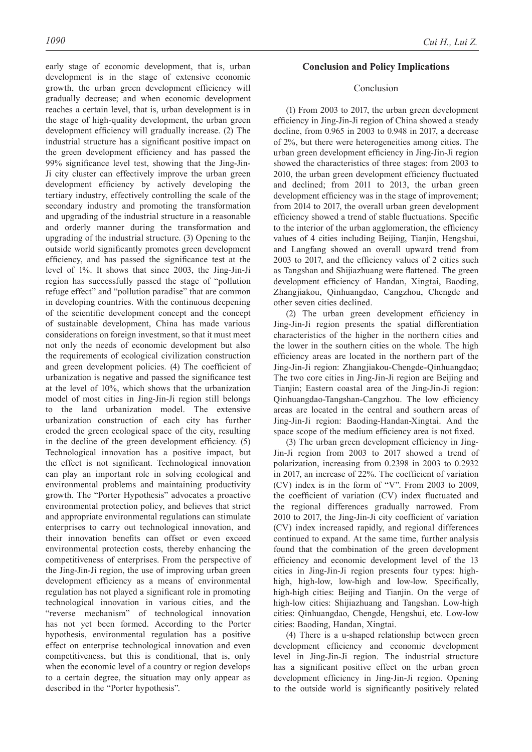early stage of economic development, that is, urban development is in the stage of extensive economic growth, the urban green development efficiency will gradually decrease; and when economic development reaches a certain level, that is, urban development is in the stage of high-quality development, the urban green development efficiency will gradually increase. (2) The industrial structure has a significant positive impact on the green development efficiency and has passed the 99% significance level test, showing that the Jing-Jin-Ji city cluster can effectively improve the urban green development efficiency by actively developing the tertiary industry, effectively controlling the scale of the secondary industry and promoting the transformation and upgrading of the industrial structure in a reasonable and orderly manner during the transformation and upgrading of the industrial structure. (3) Opening to the outside world significantly promotes green development efficiency, and has passed the significance test at the level of 1%. It shows that since 2003, the Jing-Jin-Ji region has successfully passed the stage of "pollution refuge effect" and "pollution paradise" that are common in developing countries. With the continuous deepening of the scientific development concept and the concept of sustainable development, China has made various considerations on foreign investment, so that it must meet not only the needs of economic development but also the requirements of ecological civilization construction and green development policies. (4) The coefficient of urbanization is negative and passed the significance test at the level of 10%, which shows that the urbanization model of most cities in Jing-Jin-Ji region still belongs to the land urbanization model. The extensive urbanization construction of each city has further eroded the green ecological space of the city, resulting in the decline of the green development efficiency. (5) Technological innovation has a positive impact, but the effect is not significant. Technological innovation can play an important role in solving ecological and environmental problems and maintaining productivity growth. The "Porter Hypothesis" advocates a proactive environmental protection policy, and believes that strict and appropriate environmental regulations can stimulate enterprises to carry out technological innovation, and their innovation benefits can offset or even exceed environmental protection costs, thereby enhancing the competitiveness of enterprises. From the perspective of the Jing-Jin-Ji region, the use of improving urban green development efficiency as a means of environmental regulation has not played a significant role in promoting technological innovation in various cities, and the "reverse mechanism" of technological innovation has not yet been formed. According to the Porter hypothesis, environmental regulation has a positive effect on enterprise technological innovation and even competitiveness, but this is conditional, that is, only when the economic level of a country or region develops to a certain degree, the situation may only appear as described in the "Porter hypothesis".

## Conclusion and Policy Implications

### Conclusion

(1) From 2003 to 2017, the urban green development efficiency in Jing-Jin-Ji region of China showed a steady decline, from 0.965 in 2003 to 0.948 in 2017, a decrease of 2%, but there were heterogeneities among cities. The urban green development efficiency in Jing-Jin-Ji region showed the characteristics of three stages: from 2003 to 2010, the urban green development efficiency fluctuated and declined; from 2011 to 2013, the urban green development efficiency was in the stage of improvement; from 2014 to 2017, the overall urban green development efficiency showed a trend of stable fluctuations. Specific to the interior of the urban agglomeration, the efficiency values of 4 cities including Beijing, Tianjin, Hengshui, and Langfang showed an overall upward trend from 2003 to 2017, and the efficiency values of 2 cities such as Tangshan and Shijiazhuang were flattened. The green development efficiency of Handan, Xingtai, Baoding, Zhangjiakou, Qinhuangdao, Cangzhou, Chengde and other seven cities declined.

(2) The urban green development efficiency in Jing-Jin-Ji region presents the spatial differentiation characteristics of the higher in the northern cities and the lower in the southern cities on the whole. The high efficiency areas are located in the northern part of the Jing-Jin-Ji region: Zhangjiakou-Chengde-Qinhuangdao; The two core cities in Jing-Jin-Ji region are Beijing and Tianjin; Eastern coastal area of the Jing-Jin-Ji region: Qinhuangdao-Tangshan-Cangzhou. The low efficiency areas are located in the central and southern areas of Jing-Jin-Ji region: Baoding-Handan-Xingtai. And the space scope of the medium efficiency area is not fixed.

(3) The urban green development efficiency in Jing-Jin-Ji region from 2003 to 2017 showed a trend of polarization, increasing from 0.2398 in 2003 to 0.2932 in 2017, an increase of 22%. The coefficient of variation (CV) index is in the form of "V". From 2003 to 2009, the coefficient of variation (CV) index fluctuated and the regional differences gradually narrowed. From 2010 to 2017, the Jing-Jin-Ji city coefficient of variation (CV) index increased rapidly, and regional differences continued to expand. At the same time, further analysis found that the combination of the green development efficiency and economic development level of the 13 cities in Jing-Jin-Ji region presents four types: high-high, high-low, low-high and low-low. Specifically, high-high cities: Beijing and Tianjin. On the verge of high-low cities: Shijiazhuang and Tangshan. Low-high cities: Qinhuangdao, Chengde, Hengshui, etc. Low-low cities: Baoding, Handan, Xingtai.

(4) There is a u-shaped relationship between green development efficiency and economic development level in Jing-Jin-Ji region. The industrial structure has a significant positive effect on the urban green development efficiency in Jing-Jin-Ji region. Opening to the outside world is significantly positively related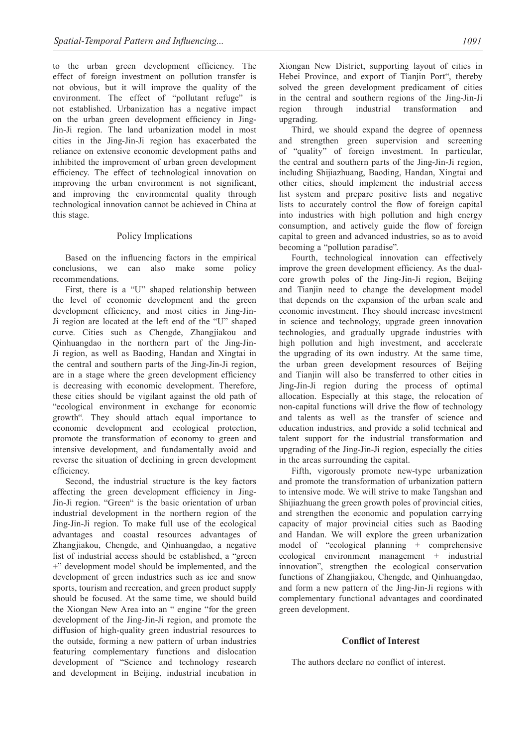to the urban green development efficiency. The effect of foreign investment on pollution transfer is not obvious, but it will improve the quality of the environment. The effect of "pollutant refuge" is not established. Urbanization has a negative impact on the urban green development efficiency in Jing-Jin-Ji region. The land urbanization model in most cities in the Jing-Jin-Ji region has exacerbated the reliance on extensive economic development paths and inhibited the improvement of urban green development efficiency. The effect of technological innovation on improving the urban environment is not significant, and improving the environmental quality through technological innovation cannot be achieved in China at this stage.

## Policy Implications

Based on the influencing factors in the empirical conclusions, we can also make some policy recommendations.

First, there is a "U" shaped relationship between the level of economic development and the green development efficiency, and most cities in Jing-Jin-Ji region are located at the left end of the "U" shaped curve. Cities such as Chengde, Zhangjiakou and Qinhuangdao in the northern part of the Jing-Jin-Ji region, as well as Baoding, Handan and Xingtai in the central and southern parts of the Jing-Jin-Ji region, are in a stage where the green development efficiency is decreasing with economic development. Therefore, these cities should be vigilant against the old path of "ecological environment in exchange for economic growth". They should attach equal importance to economic development and ecological protection, promote the transformation of economy to green and intensive development, and fundamentally avoid and reverse the situation of declining in green development efficiency.

Second, the industrial structure is the key factors affecting the green development efficiency in Jing-Jin-Ji region. "Green" is the basic orientation of urban industrial development in the northern region of the Jing-Jin-Ji region. To make full use of the ecological advantages and coastal resources advantages of Zhangjiakou, Chengde, and Qinhuangdao, a negative list of industrial access should be established, a "green +" development model should be implemented, and the development of green industries such as ice and snow sports, tourism and recreation, and green product supply should be focused. At the same time, we should build the Xiongan New Area into an " engine "for the green development of the Jing-Jin-Ji region, and promote the diffusion of high-quality green industrial resources to the outside, forming a new pattern of urban industries featuring complementary functions and dislocation development of "Science and technology research and development in Beijing, industrial incubation in Xiongan New District, supporting layout of cities in Hebei Province, and export of Tianjin Port", thereby solved the green development predicament of cities in the central and southern regions of the Jing-Jin-Ji region through industrial transformation and upgrading.

Third, we should expand the degree of openness and strengthen green supervision and screening of "quality" of foreign investment. In particular, the central and southern parts of the Jing-Jin-Ji region, including Shijiazhuang, Baoding, Handan, Xingtai and other cities, should implement the industrial access list system and prepare positive lists and negative lists to accurately control the flow of foreign capital into industries with high pollution and high energy consumption, and actively guide the flow of foreign capital to green and advanced industries, so as to avoid becoming a "pollution paradise".

Fourth, technological innovation can effectively improve the green development efficiency. As the dual-core growth poles of the Jing-Jin-Ji region, Beijing and Tianjin need to change the development model that depends on the expansion of the urban scale and economic investment. They should increase investment in science and technology, upgrade green innovation technologies, and gradually upgrade industries with high pollution and high investment, and accelerate the upgrading of its own industry. At the same time, the urban green development resources of Beijing and Tianjin will also be transferred to other cities in Jing-Jin-Ji region during the process of optimal allocation. Especially at this stage, the relocation of non-capital functions will drive the flow of technology and talents as well as the transfer of science and education industries, and provide a solid technical and talent support for the industrial transformation and upgrading of the Jing-Jin-Ji region, especially the cities in the areas surrounding the capital.

Fifth, vigorously promote new-type urbanization and promote the transformation of urbanization pattern to intensive mode. We will strive to make Tangshan and Shijiazhuang the green growth poles of provincial cities, and strengthen the economic and population carrying capacity of major provincial cities such as Baoding and Handan. We will explore the green urbanization model of "ecological planning + comprehensive ecological environment management + industrial innovation", strengthen the ecological conservation functions of Zhangjiakou, Chengde, and Qinhuangdao, and form a new pattern of the Jing-Jin-Ji regions with complementary functional advantages and coordinated green development.

## Conflict of Interest

The authors declare no conflict of interest.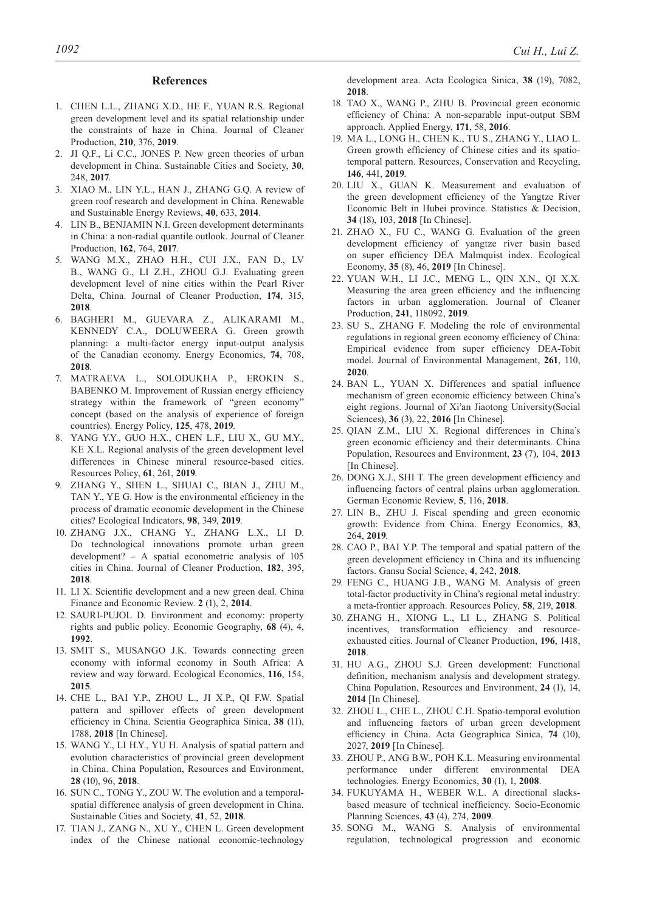## References

1. CHEN L.L., ZHANG X.D., HE F., YUAN R.S. Regional green development level and its spatial relationship under the constraints of haze in China. Journal of Cleaner Production, **210**, 376, **2019**.
2. JI Q.F., Li C.C., JONES P. New green theories of urban development in China. Sustainable Cities and Society, **30**, 248, **2017**.
3. XIAO M., LIN Y.L., HAN J., ZHANG G.Q. A review of green roof research and development in China. Renewable and Sustainable Energy Reviews, **40**, 633, **2014**.
4. LIN B., BENJAMIN N.I. Green development determinants in China: a non-radial quantile outlook. Journal of Cleaner Production, **162**, 764, **2017**.
5. WANG M.X., ZHAO H.H., CUI J.X., FAN D., LV B., WANG G., LI Z.H., ZHOU G.J. Evaluating green development level of nine cities within the Pearl River Delta, China. Journal of Cleaner Production, **174**, 315, **2018**.
6. BAGHERI M., GUEVARA Z., ALIKARAMI M., KENNEDY C.A., DOLUWEERA G. Green growth planning: a multi-factor energy input-output analysis of the Canadian economy. Energy Economics, **74**, 708, **2018**.
7. MATRAEVA L., SOLODUKHA P., EROKIN S., BABENKO M. Improvement of Russian energy efficiency strategy within the framework of "green economy" concept (based on the analysis of experience of foreign countries). Energy Policy, **125**, 478, **2019**.
8. YANG Y.Y., GUO H.X., CHEN L.F., LIU X., GU M.Y., KE X.L. Regional analysis of the green development level differences in Chinese mineral resource-based cities. Resources Policy, **61**, 261, **2019**.
9. ZHANG Y., SHEN L., SHUAI C., BIAN J., ZHU M., TAN Y., YE G. How is the environmental efficiency in the process of dramatic economic development in the Chinese cities? Ecological Indicators, **98**, 349, **2019**.
10. ZHANG J.X., CHANG Y., ZHANG L.X., LI D. Do technological innovations promote urban green development? – A spatial econometric analysis of 105 cities in China. Journal of Cleaner Production, **182**, 395, **2018**.
11. LI X. Scientific development and a new green deal. China Finance and Economic Review. **2** (1), 2, **2014**.
12. SAURI-PUJOL D. Environment and economy: property rights and public policy. Economic Geography, **68** (4), 4, **1992**.
13. SMIT S., MUSANGO J.K. Towards connecting green economy with informal economy in South Africa: A review and way forward. Ecological Economics, **116**, 154, **2015**.
14. CHE L., BAI Y.P., ZHOU L., JI X.P., QI F.W. Spatial pattern and spillover effects of green development efficiency in China. Scientia Geographica Sinica, **38** (11), 1788, **2018** [In Chinese].
15. WANG Y., LI H.Y., YU H. Analysis of spatial pattern and evolution characteristics of provincial green development in China. China Population, Resources and Environment, **28** (10), 96, **2018**.
16. SUN C., TONG Y., ZOU W. The evolution and a temporal-spatial difference analysis of green development in China. Sustainable Cities and Society, **41**, 52, **2018**.
17. TIAN J., ZANG N., XU Y., CHEN L. Green development index of the Chinese national economic-technology development area. Acta Ecologica Sinica, **38** (19), 7082, **2018**.
18. TAO X., WANG P., ZHU B. Provincial green economic efficiency of China: A non-separable input-output SBM approach. Applied Energy, **171**, 58, **2016**.
19. MA L., LONG H., CHEN K., TU S., ZHANG Y., LIAO L. Green growth efficiency of Chinese cities and its spatio-temporal pattern. Resources, Conservation and Recycling, **146**, 441, **2019**.
20. LIU X., GUAN K. Measurement and evaluation of the green development efficiency of the Yangtze River Economic Belt in Hubei province. Statistics & Decision, **34** (18), 103, **2018** [In Chinese].
21. ZHAO X., FU C., WANG G. Evaluation of the green development efficiency of yangtze river basin based on super efficiency DEA Malmquist index. Ecological Economy, **35** (8), 46, **2019** [In Chinese].
22. YUAN W.H., LI J.C., MENG L., QIN X.N., QI X.X. Measuring the area green efficiency and the influencing factors in urban agglomeration. Journal of Cleaner Production, **241**, 118092, **2019**.
23. SU S., ZHANG F. Modeling the role of environmental regulations in regional green economy efficiency of China: Empirical evidence from super efficiency DEA-Tobit model. Journal of Environmental Management, **261**, 110, **2020**.
24. BAN L., YUAN X. Differences and spatial influence mechanism of green economic efficiency between China's eight regions. Journal of Xi'an Jiaotong University(Social Sciences), **36** (3), 22, **2016** [In Chinese].
25. QIAN Z.M., LIU X. Regional differences in China's green economic efficiency and their determinants. China Population, Resources and Environment, **23** (7), 104, **2013** [In Chinese].
26. DONG X.J., SHI T. The green development efficiency and influencing factors of central plains urban agglomeration. German Economic Review, **5**, 116, **2018**.
27. LIN B., ZHU J. Fiscal spending and green economic growth: Evidence from China. Energy Economics, **83**, 264, **2019**.
28. CAO P., BAI Y.P. The temporal and spatial pattern of the green development efficiency in China and its influencing factors. Gansu Social Science, **4**, 242, **2018**.
29. FENG C., HUANG J.B., WANG M. Analysis of green total-factor productivity in China's regional metal industry: a meta-frontier approach. Resources Policy, **58**, 219, **2018**.
30. ZHANG H., XIONG L., LI L., ZHANG S. Political incentives, transformation efficiency and resource-exhausted cities. Journal of Cleaner Production, **196**, 1418, **2018**.
31. HU A.G., ZHOU S.J. Green development: Functional definition, mechanism analysis and development strategy. China Population, Resources and Environment, **24** (1), 14, **2014** [In Chinese].
32. ZHOU L., CHE L., ZHOU C.H. Spatio-temporal evolution and influencing factors of urban green development efficiency in China. Acta Geographica Sinica, **74** (10), 2027, **2019** [In Chinese].
33. ZHOU P., ANG B.W., POH K.L. Measuring environmental performance under different environmental DEA technologies. Energy Economics, **30** (1), 1, **2008**.
34. FUKUYAMA H., WEBER W.L. A directional slacks-based measure of technical inefficiency. Socio-Economic Planning Sciences, **43** (4), 274, **2009**.
35. SONG M., WANG S. Analysis of environmental regulation, technological progression and economic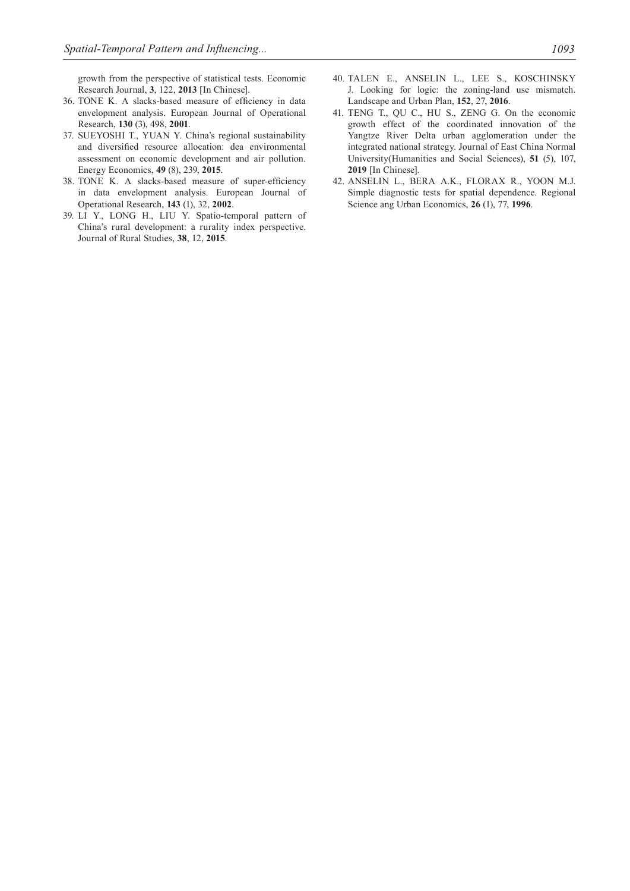growth from the perspective of statistical tests. Economic Research Journal, **3**, 122, **2013** [In Chinese].

36. TONE K. A slacks-based measure of efficiency in data envelopment analysis. European Journal of Operational Research, **130** (3), 498, **2001**.
37. SUEYOSHI T., YUAN Y. China's regional sustainability and diversified resource allocation: dea environmental assessment on economic development and air pollution. Energy Economics, **49** (8), 239, **2015**.
38. TONE K. A slacks-based measure of super-efficiency in data envelopment analysis. European Journal of Operational Research, **143** (1), 32, **2002**.
39. LI Y., LONG H., LIU Y. Spatio-temporal pattern of China's rural development: a rurality index perspective. Journal of Rural Studies, **38**, 12, **2015**.
40. TALEN E., ANSELIN L., LEE S., KOSCHINSKY J. Looking for logic: the zoning-land use mismatch. Landscape and Urban Plan, **152**, 27, **2016**.
41. TENG T., QU C., HU S., ZENG G. On the economic growth effect of the coordinated innovation of the Yangtze River Delta urban agglomeration under the integrated national strategy. Journal of East China Normal University(Humanities and Social Sciences), **51** (5), 107, **2019** [In Chinese].
42. ANSELIN L., BERA A.K., FLORAX R., YOON M.J. Simple diagnostic tests for spatial dependence. Regional Science ang Urban Economics, **26** (1), 77, **1996**.